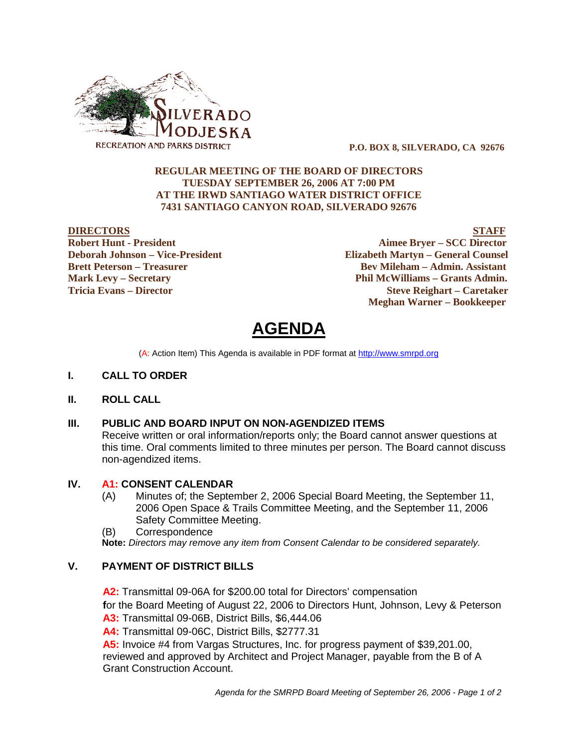SILVERADO MODJESKA
RECREATION AND PARKS DISTRICT

**P.O. BOX 8, SILVERADO, CA 92676**

**REGULAR MEETING OF THE BOARD OF DIRECTORS**
**TUESDAY SEPTEMBER 26, 2006 AT 7:00 PM**
**AT THE IRWD SANTIAGO WATER DISTRICT OFFICE**
**7431 SANTIAGO CANYON ROAD, SILVERADO 92676**

**DIRECTORS**

**Robert Hunt - President**
**Deborah Johnson – Vice-President**
**Brett Peterson – Treasurer**
**Mark Levy – Secretary**
**Tricia Evans – Director**

**STAFF**

**Aimee Bryer – SCC Director**
**Elizabeth Martyn – General Counsel**
**Bev Mileham – Admin. Assistant**
**Phil McWilliams – Grants Admin.**
**Steve Reighart – Caretaker**
**Meghan Warner – Bookkeeper**

# AGENDA

(A: Action Item) This Agenda is available in PDF format at http://www.smrpd.org

## I. CALL TO ORDER

## II. ROLL CALL

## III. PUBLIC AND BOARD INPUT ON NON-AGENDIZED ITEMS

Receive written or oral information/reports only; the Board cannot answer questions at this time. Oral comments limited to three minutes per person. The Board cannot discuss non-agendized items.

## IV. A1: CONSENT CALENDAR

(A) Minutes of; the September 2, 2006 Special Board Meeting, the September 11, 2006 Open Space & Trails Committee Meeting, and the September 11, 2006 Safety Committee Meeting.

(B) Correspondence

**Note:** *Directors may remove any item from Consent Calendar to be considered separately.*

## V. PAYMENT OF DISTRICT BILLS

**A2:** Transmittal 09-06A for $200.00 total for Directors' compensation for the Board Meeting of August 22, 2006 to Directors Hunt, Johnson, Levy & Peterson

**A3:** Transmittal 09-06B, District Bills, $6,444.06

**A4:** Transmittal 09-06C, District Bills, $2777.31

**A5:** Invoice #4 from Vargas Structures, Inc. for progress payment of $39,201.00, reviewed and approved by Architect and Project Manager, payable from the B of A Grant Construction Account.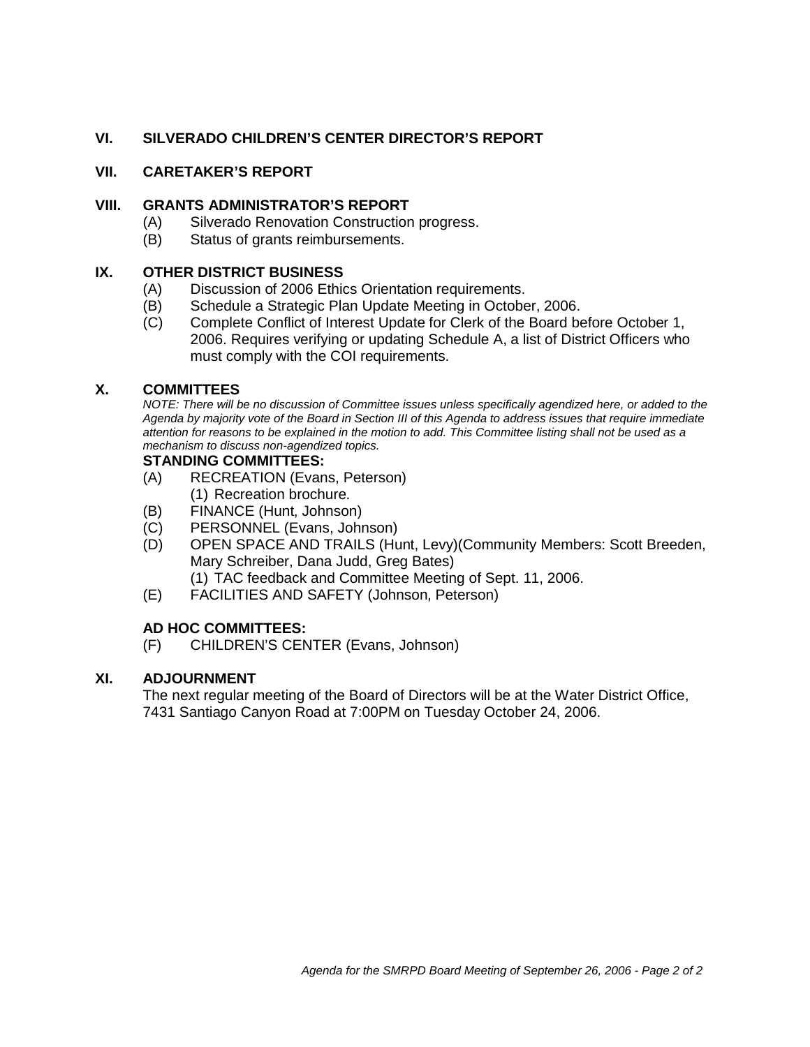## VI. SILVERADO CHILDREN'S CENTER DIRECTOR'S REPORT

## VII. CARETAKER'S REPORT

## VIII. GRANTS ADMINISTRATOR'S REPORT

(A) Silverado Renovation Construction progress.
(B) Status of grants reimbursements.

## IX. OTHER DISTRICT BUSINESS

(A) Discussion of 2006 Ethics Orientation requirements.
(B) Schedule a Strategic Plan Update Meeting in October, 2006.
(C) Complete Conflict of Interest Update for Clerk of the Board before October 1, 2006. Requires verifying or updating Schedule A, a list of District Officers who must comply with the COI requirements.

## X. COMMITTEES

*NOTE: There will be no discussion of Committee issues unless specifically agendized here, or added to the Agenda by majority vote of the Board in Section III of this Agenda to address issues that require immediate attention for reasons to be explained in the motion to add. This Committee listing shall not be used as a mechanism to discuss non-agendized topics.*

**STANDING COMMITTEES:**

(A) RECREATION (Evans, Peterson)
    (1) Recreation brochure.
(B) FINANCE (Hunt, Johnson)
(C) PERSONNEL (Evans, Johnson)
(D) OPEN SPACE AND TRAILS (Hunt, Levy)(Community Members: Scott Breeden, Mary Schreiber, Dana Judd, Greg Bates)
    (1) TAC feedback and Committee Meeting of Sept. 11, 2006.
(E) FACILITIES AND SAFETY (Johnson, Peterson)

**AD HOC COMMITTEES:**

(F) CHILDREN'S CENTER (Evans, Johnson)

## XI. ADJOURNMENT

The next regular meeting of the Board of Directors will be at the Water District Office, 7431 Santiago Canyon Road at 7:00PM on Tuesday October 24, 2006.